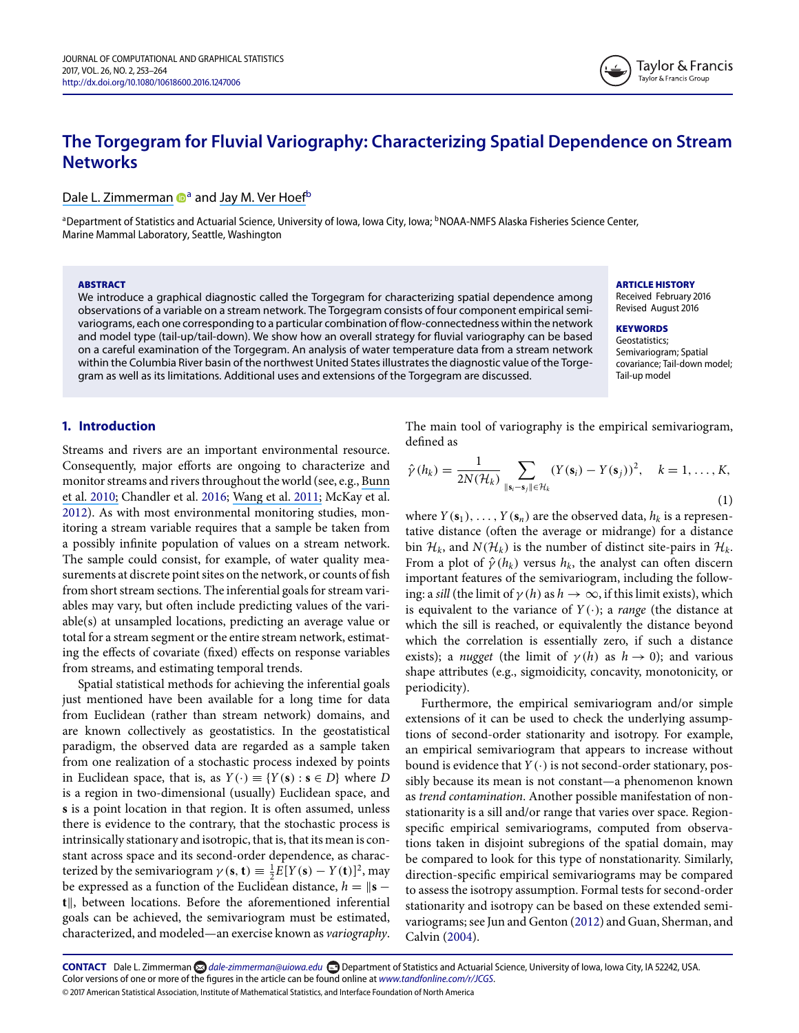# The Torgegram for Fluvial Variography: Characterizing Spatial Dependence on Stream Networks

Dale L. Zimmerman[a] and Jay M. Ver Hoef[b]

[a]Department of Statistics and Actuarial Science, University of Iowa, Iowa City, Iowa; [b]NOAA-NMFS Alaska Fisheries Science Center, Marine Mammal Laboratory, Seattle, Washington

**ABSTRACT**

We introduce a graphical diagnostic called the Torgegram for characterizing spatial dependence among observations of a variable on a stream network. The Torgegram consists of four component empirical semivariograms, each one corresponding to a particular combination of flow-connectedness within the network and model type (tail-up/tail-down). We show how an overall strategy for fluvial variography can be based on a careful examination of the Torgegram. An analysis of water temperature data from a stream network within the Columbia River basin of the northwest United States illustrates the diagnostic value of the Torgegram as well as its limitations. Additional uses and extensions of the Torgegram are discussed.

**ARTICLE HISTORY**

Received February 2016
Revised August 2016

**KEYWORDS**

Geostatistics; Semivariogram; Spatial covariance; Tail-down model; Tail-up model

## 1. Introduction

Streams and rivers are an important environmental resource. Consequently, major efforts are ongoing to characterize and monitor streams and rivers throughout the world (see, e.g., Bunn et al. 2010; Chandler et al. 2016; Wang et al. 2011; McKay et al. 2012). As with most environmental monitoring studies, monitoring a stream variable requires that a sample be taken from a possibly infinite population of values on a stream network. The sample could consist, for example, of water quality measurements at discrete point sites on the network, or counts of fish from short stream sections. The inferential goals for stream variables may vary, but often include predicting values of the variable(s) at unsampled locations, predicting an average value or total for a stream segment or the entire stream network, estimating the effects of covariate (fixed) effects on response variables from streams, and estimating temporal trends.

Spatial statistical methods for achieving the inferential goals just mentioned have been available for a long time for data from Euclidean (rather than stream network) domains, and are known collectively as geostatistics. In the geostatistical paradigm, the observed data are regarded as a sample taken from one realization of a stochastic process indexed by points in Euclidean space, that is, as $Y(\cdot) \equiv \{Y(\mathbf{s}) : \mathbf{s} \in D\}$ where $D$ is a region in two-dimensional (usually) Euclidean space, and $\mathbf{s}$ is a point location in that region. It is often assumed, unless there is evidence to the contrary, that the stochastic process is intrinsically stationary and isotropic, that is, that its mean is constant across space and its second-order dependence, as characterized by the semivariogram $\gamma(\mathbf{s}, \mathbf{t}) \equiv \frac{1}{2}E[Y(\mathbf{s}) - Y(\mathbf{t})]^2$, may be expressed as a function of the Euclidean distance, $h = \|\mathbf{s} - \mathbf{t}\|$, between locations. Before the aforementioned inferential goals can be achieved, the semivariogram must be estimated, characterized, and modeled—an exercise known as *variography*. The main tool of variography is the empirical semivariogram, defined as

$$\hat{\gamma}(h_k) = \frac{1}{2N(\mathcal{H}_k)} \sum_{\|\mathbf{s}_i - \mathbf{s}_j\| \in \mathcal{H}_k} (Y(\mathbf{s}_i) - Y(\mathbf{s}_j))^2, \quad k = 1, \ldots, K, \tag{1}$$

where $Y(\mathbf{s}_1), \ldots, Y(\mathbf{s}_n)$ are the observed data, $h_k$ is a representative distance (often the average or midrange) for a distance bin $\mathcal{H}_k$, and $N(\mathcal{H}_k)$ is the number of distinct site-pairs in $\mathcal{H}_k$. From a plot of $\hat{\gamma}(h_k)$ versus $h_k$, the analyst can often discern important features of the semivariogram, including the following: a *sill* (the limit of $\gamma(h)$ as $h \to \infty$, if this limit exists), which is equivalent to the variance of $Y(\cdot)$; a *range* (the distance at which the sill is reached, or equivalently the distance beyond which the correlation is essentially zero, if such a distance exists); a *nugget* (the limit of $\gamma(h)$ as $h \to 0$); and various shape attributes (e.g., sigmoidicity, concavity, monotonicity, or periodicity).

Furthermore, the empirical semivariogram and/or simple extensions of it can be used to check the underlying assumptions of second-order stationarity and isotropy. For example, an empirical semivariogram that appears to increase without bound is evidence that $Y(\cdot)$ is not second-order stationary, possibly because its mean is not constant—a phenomenon known as *trend contamination*. Another possible manifestation of nonstationarity is a sill and/or range that varies over space. Region-specific empirical semivariograms, computed from observations taken in disjoint subregions of the spatial domain, may be compared to look for this type of nonstationarity. Similarly, direction-specific empirical semivariograms may be compared to assess the isotropy assumption. Formal tests for second-order stationarity and isotropy can be based on these extended semivariograms; see Jun and Genton (2012) and Guan, Sherman, and Calvin (2004).

**CONTACT** Dale L. Zimmerman dale-zimmerman@uiowa.edu Department of Statistics and Actuarial Science, University of Iowa, Iowa City, IA 52242, USA.
Color versions of one or more of the figures in the article can be found online at www.tandfonline.com/r/JCGS.
© 2017 American Statistical Association, Institute of Mathematical Statistics, and Interface Foundation of North America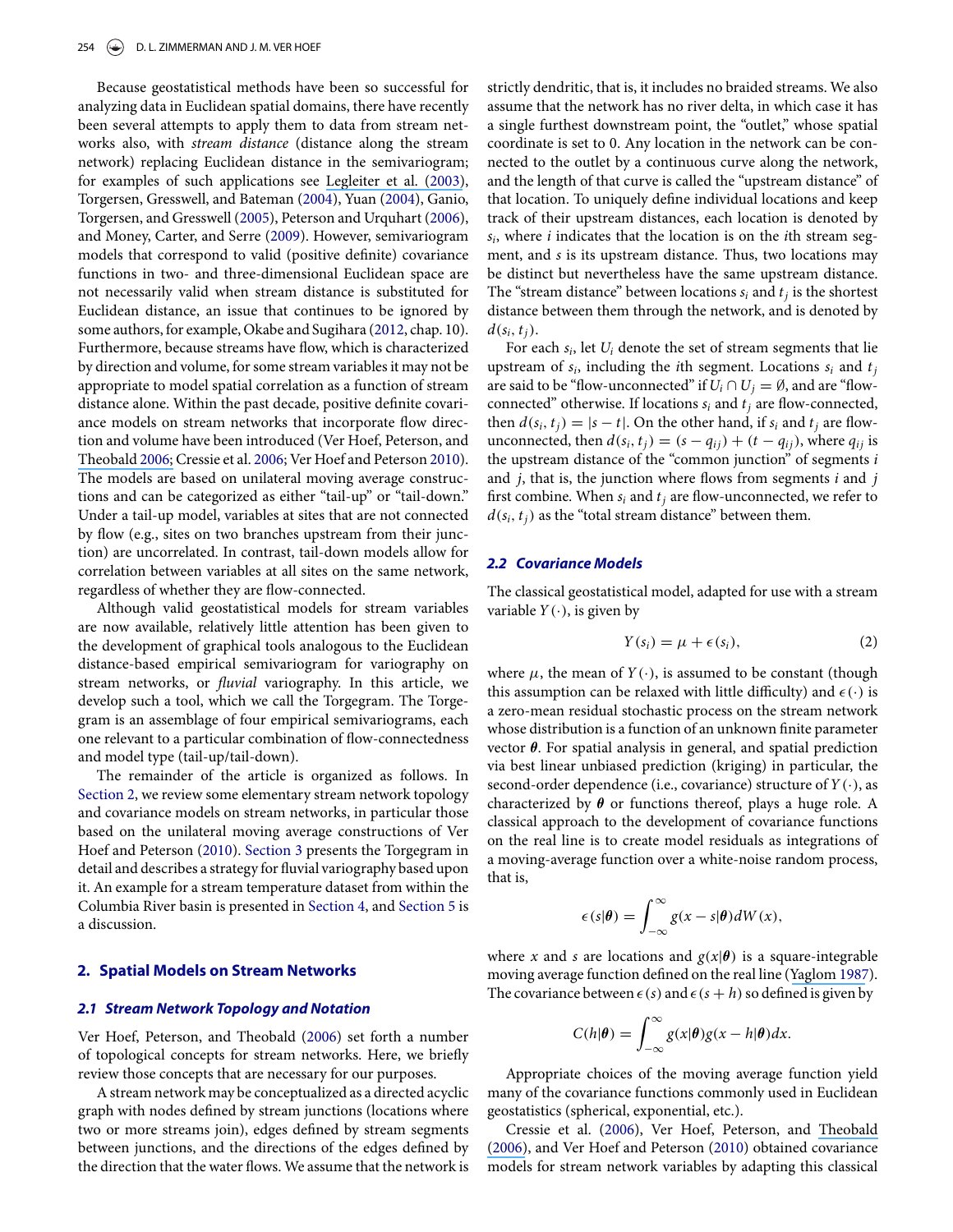Because geostatistical methods have been so successful for analyzing data in Euclidean spatial domains, there have recently been several attempts to apply them to data from stream networks also, with *stream distance* (distance along the stream network) replacing Euclidean distance in the semivariogram; for examples of such applications see Legleiter et al. (2003), Torgersen, Gresswell, and Bateman (2004), Yuan (2004), Ganio, Torgersen, and Gresswell (2005), Peterson and Urquhart (2006), and Money, Carter, and Serre (2009). However, semivariogram models that correspond to valid (positive definite) covariance functions in two- and three-dimensional Euclidean space are not necessarily valid when stream distance is substituted for Euclidean distance, an issue that continues to be ignored by some authors, for example, Okabe and Sugihara (2012, chap. 10). Furthermore, because streams have flow, which is characterized by direction and volume, for some stream variables it may not be appropriate to model spatial correlation as a function of stream distance alone. Within the past decade, positive definite covariance models on stream networks that incorporate flow direction and volume have been introduced (Ver Hoef, Peterson, and Theobald 2006; Cressie et al. 2006; Ver Hoef and Peterson 2010). The models are based on unilateral moving average constructions and can be categorized as either "tail-up" or "tail-down." Under a tail-up model, variables at sites that are not connected by flow (e.g., sites on two branches upstream from their junction) are uncorrelated. In contrast, tail-down models allow for correlation between variables at all sites on the same network, regardless of whether they are flow-connected.

Although valid geostatistical models for stream variables are now available, relatively little attention has been given to the development of graphical tools analogous to the Euclidean distance-based empirical semivariogram for variography on stream networks, or *fluvial* variography. In this article, we develop such a tool, which we call the Torgegram. The Torgegram is an assemblage of four empirical semivariograms, each one relevant to a particular combination of flow-connectedness and model type (tail-up/tail-down).

The remainder of the article is organized as follows. In Section 2, we review some elementary stream network topology and covariance models on stream networks, in particular those based on the unilateral moving average constructions of Ver Hoef and Peterson (2010). Section 3 presents the Torgegram in detail and describes a strategy for fluvial variography based upon it. An example for a stream temperature dataset from within the Columbia River basin is presented in Section 4, and Section 5 is a discussion.

## 2. Spatial Models on Stream Networks

### 2.1 Stream Network Topology and Notation

Ver Hoef, Peterson, and Theobald (2006) set forth a number of topological concepts for stream networks. Here, we briefly review those concepts that are necessary for our purposes.

A stream network may be conceptualized as a directed acyclic graph with nodes defined by stream junctions (locations where two or more streams join), edges defined by stream segments between junctions, and the directions of the edges defined by the direction that the water flows. We assume that the network is strictly dendritic, that is, it includes no braided streams. We also assume that the network has no river delta, in which case it has a single furthest downstream point, the "outlet," whose spatial coordinate is set to 0. Any location in the network can be connected to the outlet by a continuous curve along the network, and the length of that curve is called the "upstream distance" of that location. To uniquely define individual locations and keep track of their upstream distances, each location is denoted by $s_i$, where $i$ indicates that the location is on the $i$th stream segment, and $s$ is its upstream distance. Thus, two locations may be distinct but nevertheless have the same upstream distance. The "stream distance" between locations $s_i$ and $t_j$ is the shortest distance between them through the network, and is denoted by $d(s_i, t_j)$.

For each $s_i$, let $U_i$ denote the set of stream segments that lie upstream of $s_i$, including the $i$th segment. Locations $s_i$ and $t_j$ are said to be "flow-unconnected" if $U_i \cap U_j = \emptyset$, and are "flow-connected" otherwise. If locations $s_i$ and $t_j$ are flow-connected, then $d(s_i, t_j) = |s - t|$. On the other hand, if $s_i$ and $t_j$ are flow-unconnected, then $d(s_i, t_j) = (s - q_{ij}) + (t - q_{ij})$, where $q_{ij}$ is the upstream distance of the "common junction" of segments $i$ and $j$, that is, the junction where flows from segments $i$ and $j$ first combine. When $s_i$ and $t_j$ are flow-unconnected, we refer to $d(s_i, t_j)$ as the "total stream distance" between them.

### 2.2 Covariance Models

The classical geostatistical model, adapted for use with a stream variable $Y(\cdot)$, is given by

$$Y(s_i) = \mu + \epsilon(s_i), \tag{2}$$

where $\mu$, the mean of $Y(\cdot)$, is assumed to be constant (though this assumption can be relaxed with little difficulty) and $\epsilon(\cdot)$ is a zero-mean residual stochastic process on the stream network whose distribution is a function of an unknown finite parameter vector $\boldsymbol{\theta}$. For spatial analysis in general, and spatial prediction via best linear unbiased prediction (kriging) in particular, the second-order dependence (i.e., covariance) structure of $Y(\cdot)$, as characterized by $\boldsymbol{\theta}$ or functions thereof, plays a huge role. A classical approach to the development of covariance functions on the real line is to create model residuals as integrations of a moving-average function over a white-noise random process, that is,

$$\epsilon(s|\boldsymbol{\theta}) = \int_{-\infty}^{\infty} g(x - s|\boldsymbol{\theta}) dW(x),$$

where $x$ and $s$ are locations and $g(x|\boldsymbol{\theta})$ is a square-integrable moving average function defined on the real line (Yaglom 1987). The covariance between $\epsilon(s)$ and $\epsilon(s + h)$ so defined is given by

$$C(h|\boldsymbol{\theta}) = \int_{-\infty}^{\infty} g(x|\boldsymbol{\theta}) g(x - h|\boldsymbol{\theta}) dx.$$

Appropriate choices of the moving average function yield many of the covariance functions commonly used in Euclidean geostatistics (spherical, exponential, etc.).

Cressie et al. (2006), Ver Hoef, Peterson, and Theobald (2006), and Ver Hoef and Peterson (2010) obtained covariance models for stream network variables by adapting this classical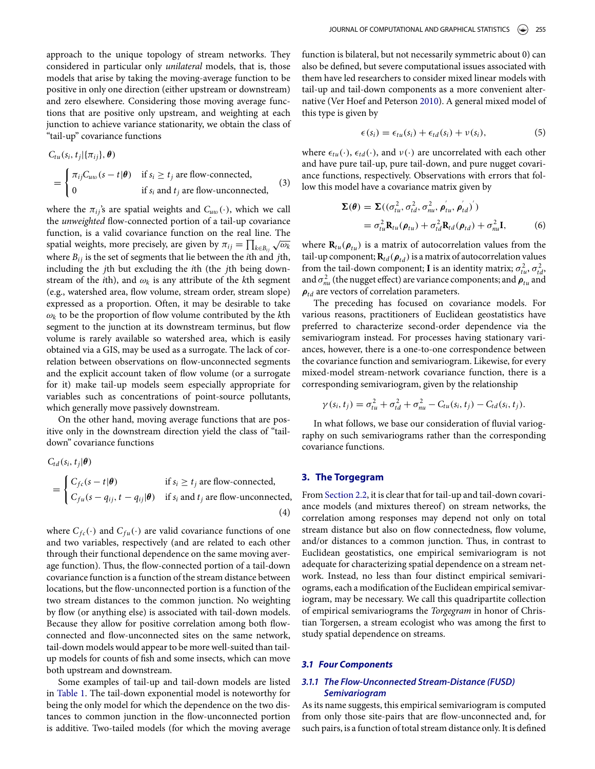approach to the unique topology of stream networks. They considered in particular only *unilateral* models, that is, those models that arise by taking the moving-average function to be positive in only one direction (either upstream or downstream) and zero elsewhere. Considering those moving average functions that are positive only upstream, and weighting at each junction to achieve variance stationarity, we obtain the class of "tail-up" covariance functions

$$
C_{tu}(s_i, t_j|\{\pi_{ij}\}, \boldsymbol{\theta}) = \begin{cases} \pi_{ij} C_{uw}(s - t|\boldsymbol{\theta}) & \text{if } s_i \geq t_j \text{ are flow-connected,} \\ 0 & \text{if } s_i \text{ and } t_j \text{ are flow-unconnected,} \end{cases} \tag{3}
$$

where the $\pi_{ij}$'s are spatial weights and $C_{uw}(\cdot)$, which we call the *unweighted* flow-connected portion of a tail-up covariance function, is a valid covariance function on the real line. The spatial weights, more precisely, are given by $\pi_{ij} = \prod_{k \in B_{ij}} \sqrt{\omega_k}$ where $B_{ij}$ is the set of segments that lie between the $i$th and $j$th, including the $j$th but excluding the $i$th (the $j$th being downstream of the $i$th), and $\omega_k$ is any attribute of the $k$th segment (e.g., watershed area, flow volume, stream order, stream slope) expressed as a proportion. Often, it may be desirable to take $\omega_k$ to be the proportion of flow volume contributed by the $k$th segment to the junction at its downstream terminus, but flow volume is rarely available so watershed area, which is easily obtained via a GIS, may be used as a surrogate. The lack of correlation between observations on flow-unconnected segments and the explicit account taken of flow volume (or a surrogate for it) make tail-up models seem especially appropriate for variables such as concentrations of point-source pollutants, which generally move passively downstream.

On the other hand, moving average functions that are positive only in the downstream direction yield the class of "tail-down" covariance functions

$$
C_{td}(s_i, t_j|\boldsymbol{\theta}) = \begin{cases} C_{fc}(s - t|\boldsymbol{\theta}) & \text{if } s_i \geq t_j \text{ are flow-connected,} \\ C_{fu}(s - q_{ij}, t - q_{ij}|\boldsymbol{\theta}) & \text{if } s_i \text{ and } t_j \text{ are flow-unconnected,} \end{cases} \tag{4}
$$

where $C_{fc}(\cdot)$ and $C_{fu}(\cdot)$ are valid covariance functions of one and two variables, respectively (and are related to each other through their functional dependence on the same moving average function). Thus, the flow-connected portion of a tail-down covariance function is a function of the stream distance between locations, but the flow-unconnected portion is a function of the two stream distances to the common junction. No weighting by flow (or anything else) is associated with tail-down models. Because they allow for positive correlation among both flow-connected and flow-unconnected sites on the same network, tail-down models would appear to be more well-suited than tail-up models for counts of fish and some insects, which can move both upstream and downstream.

Some examples of tail-up and tail-down models are listed in Table 1. The tail-down exponential model is noteworthy for being the only model for which the dependence on the two distances to common junction in the flow-unconnected portion is additive. Two-tailed models (for which the moving average function is bilateral, but not necessarily symmetric about 0) can also be defined, but severe computational issues associated with them have led researchers to consider mixed linear models with tail-up and tail-down components as a more convenient alternative (Ver Hoef and Peterson 2010). A general mixed model of this type is given by

$$
\epsilon(s_i) = \epsilon_{tu}(s_i) + \epsilon_{td}(s_i) + \nu(s_i), \tag{5}
$$

where $\epsilon_{tu}(\cdot)$, $\epsilon_{td}(\cdot)$, and $\nu(\cdot)$ are uncorrelated with each other and have pure tail-up, pure tail-down, and pure nugget covariance functions, respectively. Observations with errors that follow this model have a covariance matrix given by

$$
\begin{aligned}
\boldsymbol{\Sigma}(\boldsymbol{\theta}) &= \boldsymbol{\Sigma}((\sigma_{tu}^2, \sigma_{td}^2, \sigma_{nu}^2, \boldsymbol{\rho}_{tu}', \boldsymbol{\rho}_{td}')') \\
&= \sigma_{tu}^2 \mathbf{R}_{tu}(\boldsymbol{\rho}_{tu}) + \sigma_{td}^2 \mathbf{R}_{td}(\boldsymbol{\rho}_{td}) + \sigma_{nu}^2 \mathbf{I},
\end{aligned} \tag{6}
$$

where $\mathbf{R}_{tu}(\boldsymbol{\rho}_{tu})$ is a matrix of autocorrelation values from the tail-up component; $\mathbf{R}_{td}(\boldsymbol{\rho}_{td})$ is a matrix of autocorrelation values from the tail-down component; $\mathbf{I}$ is an identity matrix; $\sigma_{tu}^2$, $\sigma_{td}^2$, and $\sigma_{nu}^2$ (the nugget effect) are variance components; and $\boldsymbol{\rho}_{tu}$ and $\boldsymbol{\rho}_{td}$ are vectors of correlation parameters.

The preceding has focused on covariance models. For various reasons, practitioners of Euclidean geostatistics have preferred to characterize second-order dependence via the semivariogram instead. For processes having stationary variances, however, there is a one-to-one correspondence between the covariance function and semivariogram. Likewise, for every mixed-model stream-network covariance function, there is a corresponding semivariogram, given by the relationship

$$
\gamma(s_i, t_j) = \sigma_{tu}^2 + \sigma_{td}^2 + \sigma_{nu}^2 - C_{tu}(s_i, t_j) - C_{td}(s_i, t_j).
$$

In what follows, we base our consideration of fluvial variography on such semivariograms rather than the corresponding covariance functions.

## 3. The Torgegram

From Section 2.2, it is clear that for tail-up and tail-down covariance models (and mixtures thereof) on stream networks, the correlation among responses may depend not only on total stream distance but also on flow connectedness, flow volume, and/or distances to a common junction. Thus, in contrast to Euclidean geostatistics, one empirical semivariogram is not adequate for characterizing spatial dependence on a stream network. Instead, no less than four distinct empirical semivariograms, each a modification of the Euclidean empirical semivariogram, may be necessary. We call this quadripartite collection of empirical semivariograms the *Torgegram* in honor of Christian Torgersen, a stream ecologist who was among the first to study spatial dependence on streams.

### *3.1 Four Components*

#### *3.1.1 The Flow-Unconnected Stream-Distance (FUSD) Semivariogram*

As its name suggests, this empirical semivariogram is computed from only those site-pairs that are flow-unconnected and, for such pairs, is a function of total stream distance only. It is defined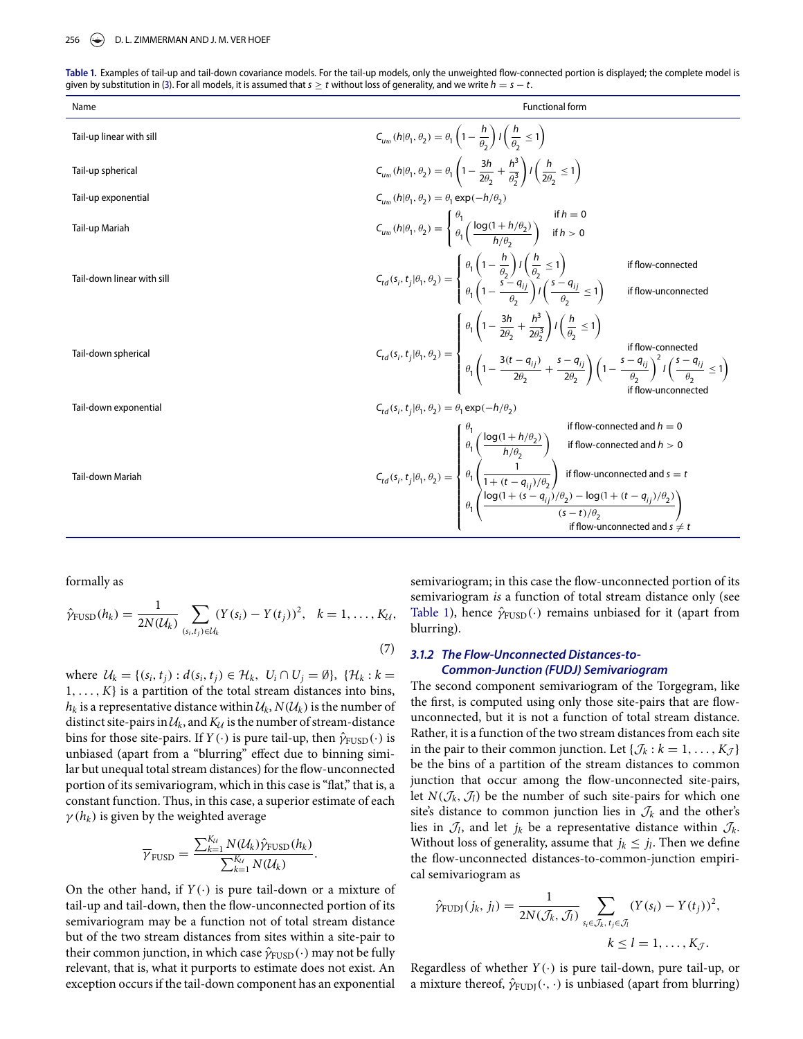**Table 1.** Examples of tail-up and tail-down covariance models. For the tail-up models, only the unweighted flow-connected portion is displayed; the complete model is given by substitution in (3). For all models, it is assumed that $s \geq t$ without loss of generality, and we write $h = s - t$.

| Name | Functional form |
| --- | --- |
| Tail-up linear with sill | $C_{uw}(h\|\theta_1, \theta_2) = \theta_1 \left(1 - \frac{h}{\theta_2}\right) I\left(\frac{h}{\theta_2} \leq 1\right)$ |
| Tail-up spherical | $C_{uw}(h\|\theta_1, \theta_2) = \theta_1 \left(1 - \frac{3h}{2\theta_2} + \frac{h^3}{\theta_2^3}\right) I\left(\frac{h}{2\theta_2} \leq 1\right)$ |
| Tail-up exponential | $C_{uw}(h\|\theta_1, \theta_2) = \theta_1 \exp(-h/\theta_2)$ |
| Tail-up Mariah | $C_{uw}(h\|\theta_1, \theta_2) = \begin{cases} \theta_1 & \text{if } h = 0 \\ \theta_1 \left(\frac{\log(1 + h/\theta_2)}{h/\theta_2}\right) & \text{if } h > 0 \end{cases}$ |
| Tail-down linear with sill | $C_{td}(s_i, t_j\|\theta_1, \theta_2) = \begin{cases} \theta_1 \left(1 - \frac{h}{\theta_2}\right) I\left(\frac{h}{\theta_2} \leq 1\right) & \text{if flow-connected} \\ \theta_1 \left(1 - \frac{s - q_{ij}}{\theta_2}\right) I\left(\frac{s - q_{ij}}{\theta_2} \leq 1\right) & \text{if flow-unconnected} \end{cases}$ |
| Tail-down spherical | $C_{td}(s_i, t_j\|\theta_1, \theta_2) = \begin{cases} \theta_1 \left(1 - \frac{3h}{2\theta_2} + \frac{h^3}{2\theta_2^3}\right) I\left(\frac{h}{\theta_2} \leq 1\right) & \text{if flow-connected} \\ \theta_1 \left(1 - \frac{3(t - q_{ij})}{2\theta_2} + \frac{s - q_{ij}}{2\theta_2}\right) \left(1 - \frac{s - q_{ij}}{\theta_2}\right)^2 I\left(\frac{s - q_{ij}}{\theta_2} \leq 1\right) & \text{if flow-unconnected} \end{cases}$ |
| Tail-down exponential | $C_{td}(s_i, t_j\|\theta_1, \theta_2) = \theta_1 \exp(-h/\theta_2)$ |
| Tail-down Mariah | $C_{td}(s_i, t_j\|\theta_1, \theta_2) = \begin{cases} \theta_1 & \text{if flow-connected and } h = 0 \\ \theta_1 \left(\frac{\log(1 + h/\theta_2)}{h/\theta_2}\right) & \text{if flow-connected and } h > 0 \\ \theta_1 \left(\frac{1}{1 + (t - q_{ij})/\theta_2}\right) & \text{if flow-unconnected and } s = t \\ \theta_1 \left(\frac{\log(1 + (s - q_{ij})/\theta_2) - \log(1 + (t - q_{ij})/\theta_2)}{(s - t)/\theta_2}\right) & \text{if flow-unconnected and } s \neq t \end{cases}$ |

formally as

$$\hat{\gamma}_{\text{FUSD}}(h_k) = \frac{1}{2N(\mathcal{U}_k)} \sum_{(s_i, t_j) \in \mathcal{U}_k} (Y(s_i) - Y(t_j))^2, \quad k = 1, \ldots, K_{\mathcal{U}}, \tag{7}$$

where $\mathcal{U}_k = \{(s_i, t_j) : d(s_i, t_j) \in \mathcal{H}_k,\ U_i \cap U_j = \emptyset\}$, $\{\mathcal{H}_k : k = 1, \ldots, K\}$ is a partition of the total stream distances into bins, $h_k$ is a representative distance within $\mathcal{U}_k$, $N(\mathcal{U}_k)$ is the number of distinct site-pairs in $\mathcal{U}_k$, and $K_{\mathcal{U}}$ is the number of stream-distance bins for those site-pairs. If $Y(\cdot)$ is pure tail-up, then $\hat{\gamma}_{\text{FUSD}}(\cdot)$ is unbiased (apart from a "blurring" effect due to binning similar but unequal total stream distances) for the flow-unconnected portion of its semivariogram, which in this case is "flat," that is, a constant function. Thus, in this case, a superior estimate of each $\gamma(h_k)$ is given by the weighted average

$$\overline{\gamma}_{\text{FUSD}} = \frac{\sum_{k=1}^{K_{\mathcal{U}}} N(\mathcal{U}_k) \hat{\gamma}_{\text{FUSD}}(h_k)}{\sum_{k=1}^{K_{\mathcal{U}}} N(\mathcal{U}_k)}.$$

On the other hand, if $Y(\cdot)$ is pure tail-down or a mixture of tail-up and tail-down, then the flow-unconnected portion of its semivariogram may be a function not of total stream distance but of the two stream distances from sites within a site-pair to their common junction, in which case $\hat{\gamma}_{\text{FUSD}}(\cdot)$ may not be fully relevant, that is, what it purports to estimate does not exist. An exception occurs if the tail-down component has an exponential semivariogram; in this case the flow-unconnected portion of its semivariogram *is* a function of total stream distance only (see Table 1), hence $\hat{\gamma}_{\text{FUSD}}(\cdot)$ remains unbiased for it (apart from blurring).

### 3.1.2 The Flow-Unconnected Distances-to-Common-Junction (FUDJ) Semivariogram

The second component semivariogram of the Torgegram, like the first, is computed using only those site-pairs that are flow-unconnected, but it is not a function of total stream distance. Rather, it is a function of the two stream distances from each site in the pair to their common junction. Let $\{\mathcal{J}_k : k = 1, \ldots, K_{\mathcal{J}}\}$ be the bins of a partition of the stream distances to common junction that occur among the flow-unconnected site-pairs, let $N(\mathcal{J}_k, \mathcal{J}_l)$ be the number of such site-pairs for which one site's distance to common junction lies in $\mathcal{J}_k$ and the other's lies in $\mathcal{J}_l$, and let $j_k$ be a representative distance within $\mathcal{J}_k$. Without loss of generality, assume that $j_k \leq j_l$. Then we define the flow-unconnected distances-to-common-junction empirical semivariogram as

$$\hat{\gamma}_{\text{FUDJ}}(j_k, j_l) = \frac{1}{2N(\mathcal{J}_k, \mathcal{J}_l)} \sum_{s_i \in \mathcal{J}_k,\, t_j \in \mathcal{J}_l} (Y(s_i) - Y(t_j))^2,$$
$$k \leq l = 1, \ldots, K_{\mathcal{J}}.$$

Regardless of whether $Y(\cdot)$ is pure tail-down, pure tail-up, or a mixture thereof, $\hat{\gamma}_{\text{FUDJ}}(\cdot, \cdot)$ is unbiased (apart from blurring)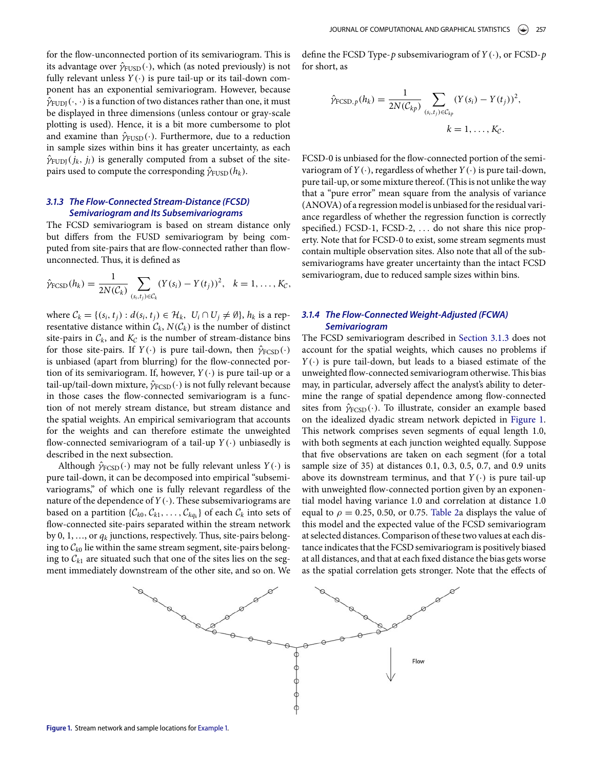for the flow-unconnected portion of its semivariogram. This is its advantage over $\hat{\gamma}_{\text{FUSD}}(\cdot)$, which (as noted previously) is not fully relevant unless $Y(\cdot)$ is pure tail-up or its tail-down component has an exponential semivariogram. However, because $\hat{\gamma}_{\text{FUDJ}}(\cdot, \cdot)$ is a function of two distances rather than one, it must be displayed in three dimensions (unless contour or gray-scale plotting is used). Hence, it is a bit more cumbersome to plot and examine than $\hat{\gamma}_{\text{FUSD}}(\cdot)$. Furthermore, due to a reduction in sample sizes within bins it has greater uncertainty, as each $\hat{\gamma}_{\text{FUDJ}}(j_k, j_l)$ is generally computed from a subset of the site-pairs used to compute the corresponding $\hat{\gamma}_{\text{FUSD}}(h_k)$.

### *3.1.3 The Flow-Connected Stream-Distance (FCSD) Semivariogram and Its Subsemivariograms*

The FCSD semivariogram is based on stream distance only but differs from the FUSD semivariogram by being computed from site-pairs that are flow-connected rather than flow-unconnected. Thus, it is defined as

$$\hat{\gamma}_{\text{FCSD}}(h_k) = \frac{1}{2N(\mathcal{C}_k)} \sum_{(s_i,t_j)\in\mathcal{C}_k} (Y(s_i) - Y(t_j))^2, \quad k = 1, \ldots, K_{\mathcal{C}},$$

where $\mathcal{C}_k = \{(s_i, t_j) : d(s_i, t_j) \in \mathcal{H}_k,\ U_i \cap U_j \neq \emptyset\}$, $h_k$ is a representative distance within $\mathcal{C}_k$, $N(\mathcal{C}_k)$ is the number of distinct site-pairs in $\mathcal{C}_k$, and $K_{\mathcal{C}}$ is the number of stream-distance bins for those site-pairs. If $Y(\cdot)$ is pure tail-down, then $\hat{\gamma}_{\text{FCSD}}(\cdot)$ is unbiased (apart from blurring) for the flow-connected portion of its semivariogram. If, however, $Y(\cdot)$ is pure tail-up or a tail-up/tail-down mixture, $\hat{\gamma}_{\text{FCSD}}(\cdot)$ is not fully relevant because in those cases the flow-connected semivariogram is a function of not merely stream distance, but stream distance and the spatial weights. An empirical semivariogram that accounts for the weights and can therefore estimate the unweighted flow-connected semivariogram of a tail-up $Y(\cdot)$ unbiasedly is described in the next subsection.

Although $\hat{\gamma}_{\text{FCSD}}(\cdot)$ may not be fully relevant unless $Y(\cdot)$ is pure tail-down, it can be decomposed into empirical "subsemivariograms," of which one is fully relevant regardless of the nature of the dependence of $Y(\cdot)$. These subsemivariograms are based on a partition $\{\mathcal{C}_{k0}, \mathcal{C}_{k1}, \ldots, \mathcal{C}_{kq_k}\}$ of each $\mathcal{C}_k$ into sets of flow-connected site-pairs separated within the stream network by 0, 1, …, or $q_k$ junctions, respectively. Thus, site-pairs belonging to $\mathcal{C}_{k0}$ lie within the same stream segment, site-pairs belonging to $\mathcal{C}_{k1}$ are situated such that one of the sites lies on the segment immediately downstream of the other site, and so on. We define the FCSD Type-$p$ subsemivariogram of $Y(\cdot)$, or FCSD-$p$ for short, as

$$\hat{\gamma}_{\text{FCSD},p}(h_k) = \frac{1}{2N(\mathcal{C}_{kp})} \sum_{(s_i,t_j)\in\mathcal{C}_{kp}} (Y(s_i) - Y(t_j))^2, \quad k = 1, \ldots, K_{\mathcal{C}}.$$

FCSD-0 is unbiased for the flow-connected portion of the semivariogram of $Y(\cdot)$, regardless of whether $Y(\cdot)$ is pure tail-down, pure tail-up, or some mixture thereof. (This is not unlike the way that a "pure error" mean square from the analysis of variance (ANOVA) of a regression model is unbiased for the residual variance regardless of whether the regression function is correctly specified.) FCSD-1, FCSD-2, … do not share this nice property. Note that for FCSD-0 to exist, some stream segments must contain multiple observation sites. Also note that all of the subsemivariograms have greater uncertainty than the intact FCSD semivariogram, due to reduced sample sizes within bins.

### *3.1.4 The Flow-Connected Weight-Adjusted (FCWA) Semivariogram*

The FCSD semivariogram described in Section 3.1.3 does not account for the spatial weights, which causes no problems if $Y(\cdot)$ is pure tail-down, but leads to a biased estimate of the unweighted flow-connected semivariogram otherwise. This bias may, in particular, adversely affect the analyst's ability to determine the range of spatial dependence among flow-connected sites from $\hat{\gamma}_{\text{FCSD}}(\cdot)$. To illustrate, consider an example based on the idealized dyadic stream network depicted in Figure 1. This network comprises seven segments of equal length 1.0, with both segments at each junction weighted equally. Suppose that five observations are taken on each segment (for a total sample size of 35) at distances 0.1, 0.3, 0.5, 0.7, and 0.9 units above its downstream terminus, and that $Y(\cdot)$ is pure tail-up with unweighted flow-connected portion given by an exponential model having variance 1.0 and correlation at distance 1.0 equal to $\rho = 0.25$, 0.50, or 0.75. Table 2a displays the value of this model and the expected value of the FCSD semivariogram at selected distances. Comparison of these two values at each distance indicates that the FCSD semivariogram is positively biased at all distances, and that at each fixed distance the bias gets worse as the spatial correlation gets stronger. Note that the effects of

**Figure 1.** Stream network and sample locations for Example 1.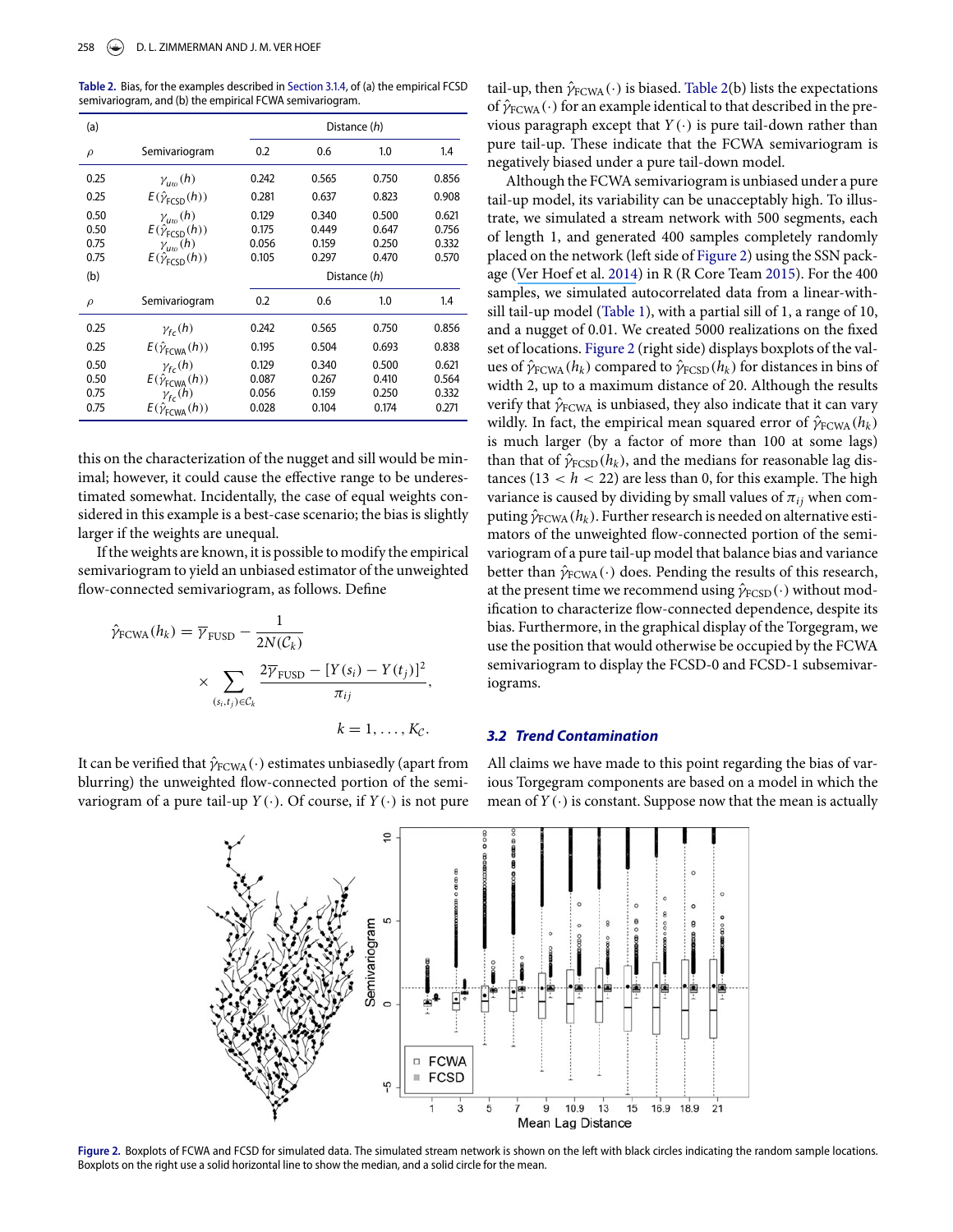**Table 2.** Bias, for the examples described in Section 3.1.4, of (a) the empirical FCSD semivariogram, and (b) the empirical FCWA semivariogram.

| (a) | | Distance ($h$) | | | |
|---|---|---|---|---|---|
| $\rho$ | Semivariogram | 0.2 | 0.6 | 1.0 | 1.4 |
| 0.25 | $\gamma_{uw}(h)$ | 0.242 | 0.565 | 0.750 | 0.856 |
| 0.25 | $E(\hat{\gamma}_{\text{FCSD}}(h))$ | 0.281 | 0.637 | 0.823 | 0.908 |
| 0.50 | $\gamma_{uw}(h)$ | 0.129 | 0.340 | 0.500 | 0.621 |
| 0.50 | $E(\hat{\gamma}_{\text{FCSD}}(h))$ | 0.175 | 0.449 | 0.647 | 0.756 |
| 0.75 | $\gamma_{uw}(h)$ | 0.056 | 0.159 | 0.250 | 0.332 |
| 0.75 | $E(\hat{\gamma}_{\text{FCSD}}(h))$ | 0.105 | 0.297 | 0.470 | 0.570 |
| (b) | | Distance ($h$) | | | |
| $\rho$ | Semivariogram | 0.2 | 0.6 | 1.0 | 1.4 |
| 0.25 | $\gamma_{fc}(h)$ | 0.242 | 0.565 | 0.750 | 0.856 |
| 0.25 | $E(\hat{\gamma}_{\text{FCWA}}(h))$ | 0.195 | 0.504 | 0.693 | 0.838 |
| 0.50 | $\gamma_{fc}(h)$ | 0.129 | 0.340 | 0.500 | 0.621 |
| 0.50 | $E(\hat{\gamma}_{\text{FCWA}}(h))$ | 0.087 | 0.267 | 0.410 | 0.564 |
| 0.75 | $\gamma_{fc}(h)$ | 0.056 | 0.159 | 0.250 | 0.332 |
| 0.75 | $E(\hat{\gamma}_{\text{FCWA}}(h))$ | 0.028 | 0.104 | 0.174 | 0.271 |

this on the characterization of the nugget and sill would be minimal; however, it could cause the effective range to be underestimated somewhat. Incidentally, the case of equal weights considered in this example is a best-case scenario; the bias is slightly larger if the weights are unequal.

If the weights are known, it is possible to modify the empirical semivariogram to yield an unbiased estimator of the unweighted flow-connected semivariogram, as follows. Define

$$\hat{\gamma}_{\text{FCWA}}(h_k) = \overline{\gamma}_{\text{FUSD}} - \frac{1}{2N(\mathcal{C}_k)} \times \sum_{(s_i,t_j)\in\mathcal{C}_k} \frac{2\overline{\gamma}_{\text{FUSD}} - [Y(s_i) - Y(t_j)]^2}{\pi_{ij}}, \quad k = 1, \ldots, K_{\mathcal{C}}.$$

It can be verified that $\hat{\gamma}_{\text{FCWA}}(\cdot)$ estimates unbiasedly (apart from blurring) the unweighted flow-connected portion of the semivariogram of a pure tail-up $Y(\cdot)$. Of course, if $Y(\cdot)$ is not pure tail-up, then $\hat{\gamma}_{\text{FCWA}}(\cdot)$ is biased. Table 2(b) lists the expectations of $\hat{\gamma}_{\text{FCWA}}(\cdot)$ for an example identical to that described in the previous paragraph except that $Y(\cdot)$ is pure tail-down rather than pure tail-up. These indicate that the FCWA semivariogram is negatively biased under a pure tail-down model.

Although the FCWA semivariogram is unbiased under a pure tail-up model, its variability can be unacceptably high. To illustrate, we simulated a stream network with 500 segments, each of length 1, and generated 400 samples completely randomly placed on the network (left side of Figure 2) using the SSN package (Ver Hoef et al. 2014) in R (R Core Team 2015). For the 400 samples, we simulated autocorrelated data from a linear-with-sill tail-up model (Table 1), with a partial sill of 1, a range of 10, and a nugget of 0.01. We created 5000 realizations on the fixed set of locations. Figure 2 (right side) displays boxplots of the values of $\hat{\gamma}_{\text{FCWA}}(h_k)$ compared to $\hat{\gamma}_{\text{FCSD}}(h_k)$ for distances in bins of width 2, up to a maximum distance of 20. Although the results verify that $\hat{\gamma}_{\text{FCWA}}$ is unbiased, they also indicate that it can vary wildly. In fact, the empirical mean squared error of $\hat{\gamma}_{\text{FCWA}}(h_k)$ is much larger (by a factor of more than 100 at some lags) than that of $\hat{\gamma}_{\text{FCSD}}(h_k)$, and the medians for reasonable lag distances ($13 < h < 22$) are less than 0, for this example. The high variance is caused by dividing by small values of $\pi_{ij}$ when computing $\hat{\gamma}_{\text{FCWA}}(h_k)$. Further research is needed on alternative estimators of the unweighted flow-connected portion of the semivariogram of a pure tail-up model that balance bias and variance better than $\hat{\gamma}_{\text{FCWA}}(\cdot)$ does. Pending the results of this research, at the present time we recommend using $\hat{\gamma}_{\text{FCSD}}(\cdot)$ without modification to characterize flow-connected dependence, despite its bias. Furthermore, in the graphical display of the Torgegram, we use the position that would otherwise be occupied by the FCWA semivariogram to display the FCSD-0 and FCSD-1 subsemivariograms.

### 3.2 Trend Contamination

All claims we have made to this point regarding the bias of various Torgegram components are based on a model in which the mean of $Y(\cdot)$ is constant. Suppose now that the mean is actually

**Figure 2.** Boxplots of FCWA and FCSD for simulated data. The simulated stream network is shown on the left with black circles indicating the random sample locations. Boxplots on the right use a solid horizontal line to show the median, and a solid circle for the mean.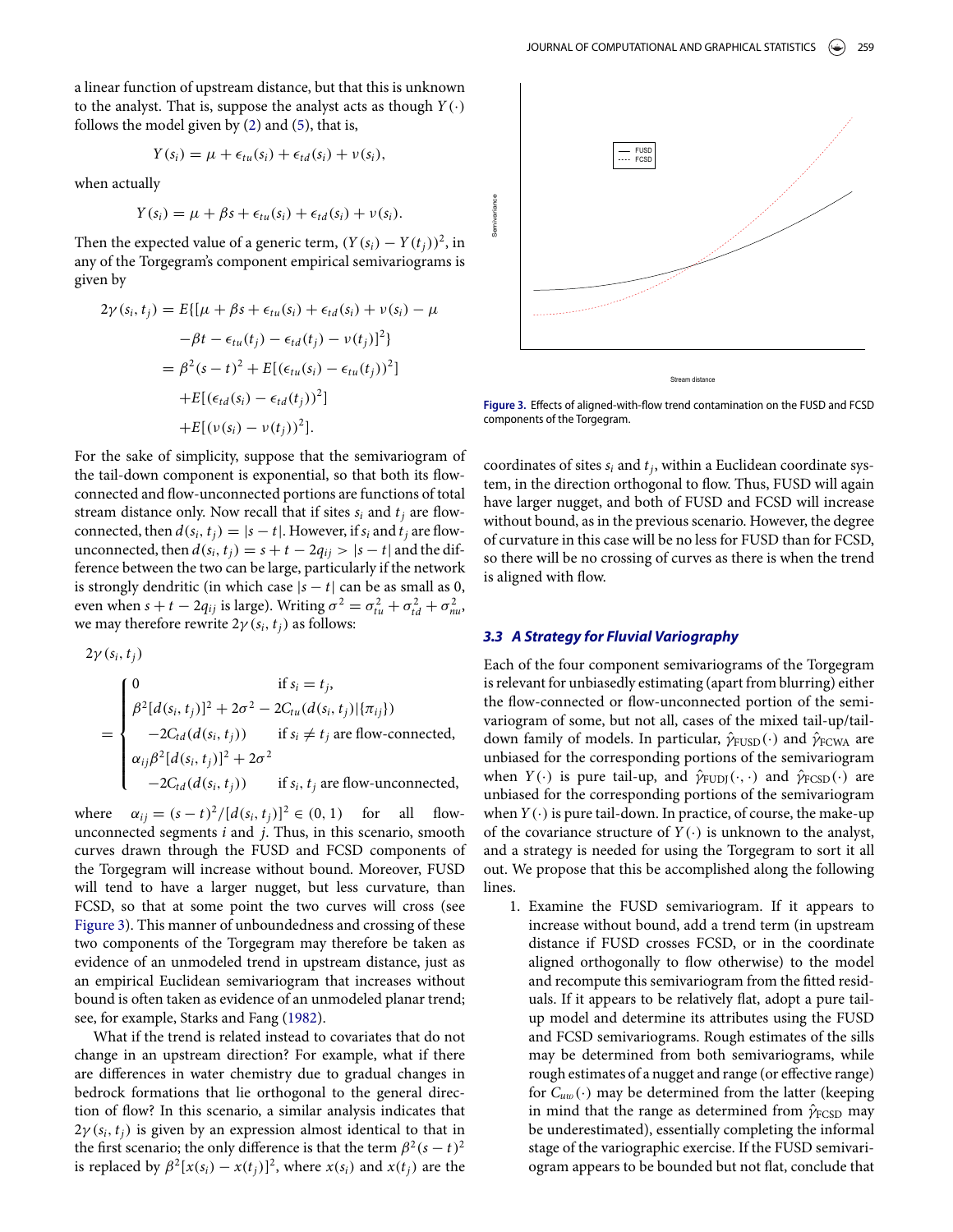a linear function of upstream distance, but that this is unknown to the analyst. That is, suppose the analyst acts as though $Y(\cdot)$ follows the model given by (2) and (5), that is,

$$Y(s_i) = \mu + \epsilon_{tu}(s_i) + \epsilon_{td}(s_i) + \nu(s_i),$$

when actually

$$Y(s_i) = \mu + \beta s + \epsilon_{tu}(s_i) + \epsilon_{td}(s_i) + \nu(s_i).$$

Then the expected value of a generic term, $(Y(s_i) - Y(t_j))^2$, in any of the Torgegram's component empirical semivariograms is given by

$$\begin{aligned} 2\gamma(s_i, t_j) &= E\{[\mu + \beta s + \epsilon_{tu}(s_i) + \epsilon_{td}(s_i) + \nu(s_i) - \mu \\ &\quad - \beta t - \epsilon_{tu}(t_j) - \epsilon_{td}(t_j) - \nu(t_j)]^2\} \\ &= \beta^2(s-t)^2 + E[(\epsilon_{tu}(s_i) - \epsilon_{tu}(t_j))^2] \\ &\quad + E[(\epsilon_{td}(s_i) - \epsilon_{td}(t_j))^2] \\ &\quad + E[(\nu(s_i) - \nu(t_j))^2]. \end{aligned}$$

For the sake of simplicity, suppose that the semivariogram of the tail-down component is exponential, so that both its flow-connected and flow-unconnected portions are functions of total stream distance only. Now recall that if sites $s_i$ and $t_j$ are flow-connected, then $d(s_i, t_j) = |s - t|$. However, if $s_i$ and $t_j$ are flow-unconnected, then $d(s_i, t_j) = s + t - 2q_{ij} > |s - t|$ and the difference between the two can be large, particularly if the network is strongly dendritic (in which case $|s - t|$ can be as small as 0, even when $s + t - 2q_{ij}$ is large). Writing $\sigma^2 = \sigma^2_{tu} + \sigma^2_{td} + \sigma^2_{nu}$, we may therefore rewrite $2\gamma(s_i, t_j)$ as follows:

$$2\gamma(s_i, t_j) = \begin{cases} 0 & \text{if } s_i = t_j, \\ \beta^2[d(s_i, t_j)]^2 + 2\sigma^2 - 2C_{tu}(d(s_i, t_j)|\{\pi_{ij}\}) & \\ \quad -2C_{td}(d(s_i, t_j)) & \text{if } s_i \neq t_j \text{ are flow-connected,} \\ \alpha_{ij}\beta^2[d(s_i, t_j)]^2 + 2\sigma^2 & \\ \quad -2C_{td}(d(s_i, t_j)) & \text{if } s_i, t_j \text{ are flow-unconnected,} \end{cases}$$

where $\alpha_{ij} = (s - t)^2/[d(s_i, t_j)]^2 \in (0, 1)$ for all flow-unconnected segments $i$ and $j$. Thus, in this scenario, smooth curves drawn through the FUSD and FCSD components of the Torgegram will increase without bound. Moreover, FUSD will tend to have a larger nugget, but less curvature, than FCSD, so that at some point the two curves will cross (see Figure 3). This manner of unboundedness and crossing of these two components of the Torgegram may therefore be taken as evidence of an unmodeled trend in upstream distance, just as an empirical Euclidean semivariogram that increases without bound is often taken as evidence of an unmodeled planar trend; see, for example, Starks and Fang (1982).

What if the trend is related instead to covariates that do not change in an upstream direction? For example, what if there are differences in water chemistry due to gradual changes in bedrock formations that lie orthogonal to the general direction of flow? In this scenario, a similar analysis indicates that $2\gamma(s_i, t_j)$ is given by an expression almost identical to that in the first scenario; the only difference is that the term $\beta^2(s - t)^2$ is replaced by $\beta^2[x(s_i) - x(t_j)]^2$, where $x(s_i)$ and $x(t_j)$ are the coordinates of sites $s_i$ and $t_j$, within a Euclidean coordinate system, in the direction orthogonal to flow. Thus, FUSD will again have larger nugget, and both of FUSD and FCSD will increase without bound, as in the previous scenario. However, the degree of curvature in this case will be no less for FUSD than for FCSD, so there will be no crossing of curves as there is when the trend is aligned with flow.

Figure 3. Effects of aligned-with-flow trend contamination on the FUSD and FCSD components of the Torgegram.

### 3.3 A Strategy for Fluvial Variography

Each of the four component semivariograms of the Torgegram is relevant for unbiasedly estimating (apart from blurring) either the flow-connected or flow-unconnected portion of the semivariogram of some, but not all, cases of the mixed tail-up/tail-down family of models. In particular, $\hat{\gamma}_{\text{FUSD}}(\cdot)$ and $\hat{\gamma}_{\text{FCWA}}$ are unbiased for the corresponding portions of the semivariogram when $Y(\cdot)$ is pure tail-up, and $\hat{\gamma}_{\text{FUDJ}}(\cdot, \cdot)$ and $\hat{\gamma}_{\text{FCSD}}(\cdot)$ are unbiased for the corresponding portions of the semivariogram when $Y(\cdot)$ is pure tail-down. In practice, of course, the make-up of the covariance structure of $Y(\cdot)$ is unknown to the analyst, and a strategy is needed for using the Torgegram to sort it all out. We propose that this be accomplished along the following lines.

1. Examine the FUSD semivariogram. If it appears to increase without bound, add a trend term (in upstream distance if FUSD crosses FCSD, or in the coordinate aligned orthogonally to flow otherwise) to the model and recompute this semivariogram from the fitted residuals. If it appears to be relatively flat, adopt a pure tail-up model and determine its attributes using the FUSD and FCSD semivariograms. Rough estimates of the sills may be determined from both semivariograms, while rough estimates of a nugget and range (or effective range) for $C_{uw}(\cdot)$ may be determined from the latter (keeping in mind that the range as determined from $\hat{\gamma}_{\text{FCSD}}$ may be underestimated), essentially completing the informal stage of the variographic exercise. If the FUSD semivariogram appears to be bounded but not flat, conclude that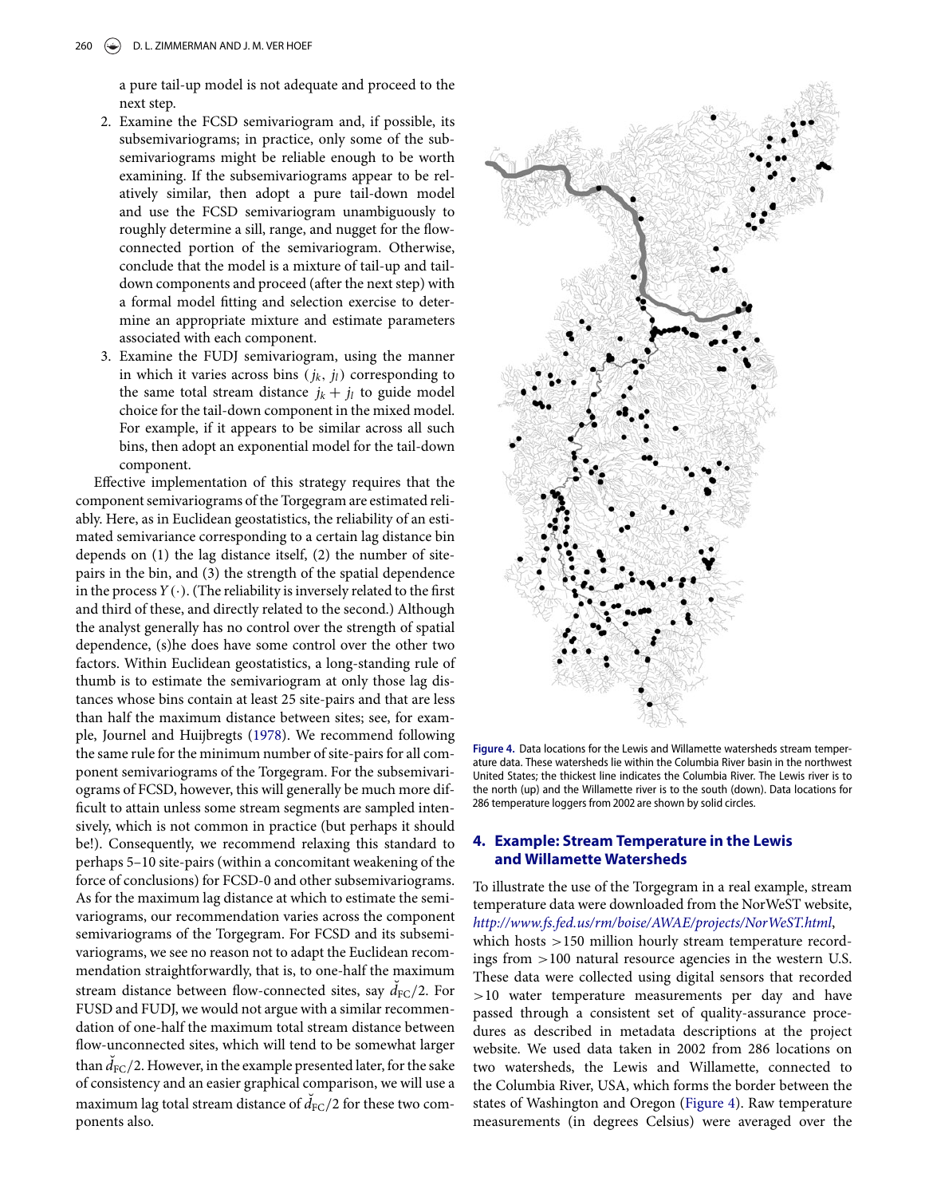a pure tail-up model is not adequate and proceed to the next step.

2. Examine the FCSD semivariogram and, if possible, its subsemivariograms; in practice, only some of the subsemivariograms might be reliable enough to be worth examining. If the subsemivariograms appear to be relatively similar, then adopt a pure tail-down model and use the FCSD semivariogram unambiguously to roughly determine a sill, range, and nugget for the flow-connected portion of the semivariogram. Otherwise, conclude that the model is a mixture of tail-up and tail-down components and proceed (after the next step) with a formal model fitting and selection exercise to determine an appropriate mixture and estimate parameters associated with each component.
3. Examine the FUDJ semivariogram, using the manner in which it varies across bins $(j_k, j_l)$ corresponding to the same total stream distance $j_k + j_l$ to guide model choice for the tail-down component in the mixed model. For example, if it appears to be similar across all such bins, then adopt an exponential model for the tail-down component.

Effective implementation of this strategy requires that the component semivariograms of the Torgegram are estimated reliably. Here, as in Euclidean geostatistics, the reliability of an estimated semivariance corresponding to a certain lag distance bin depends on (1) the lag distance itself, (2) the number of site-pairs in the bin, and (3) the strength of the spatial dependence in the process $Y(\cdot)$. (The reliability is inversely related to the first and third of these, and directly related to the second.) Although the analyst generally has no control over the strength of spatial dependence, (s)he does have some control over the other two factors. Within Euclidean geostatistics, a long-standing rule of thumb is to estimate the semivariogram at only those lag distances whose bins contain at least 25 site-pairs and that are less than half the maximum distance between sites; see, for example, Journel and Huijbregts (1978). We recommend following the same rule for the minimum number of site-pairs for all component semivariograms of the Torgegram. For the subsemivariograms of FCSD, however, this will generally be much more difficult to attain unless some stream segments are sampled intensively, which is not common in practice (but perhaps it should be!). Consequently, we recommend relaxing this standard to perhaps 5–10 site-pairs (within a concomitant weakening of the force of conclusions) for FCSD-0 and other subsemivariograms. As for the maximum lag distance at which to estimate the semivariograms, our recommendation varies across the component semivariograms of the Torgegram. For FCSD and its subsemivariograms, we see no reason not to adapt the Euclidean recommendation straightforwardly, that is, to one-half the maximum stream distance between flow-connected sites, say $\breve{d}_{FC}/2$. For FUSD and FUDJ, we would not argue with a similar recommendation of one-half the maximum total stream distance between flow-unconnected sites, which will tend to be somewhat larger than $\breve{d}_{FC}/2$. However, in the example presented later, for the sake of consistency and an easier graphical comparison, we will use a maximum lag total stream distance of $\breve{d}_{FC}/2$ for these two components also.

**Figure 4.** Data locations for the Lewis and Willamette watersheds stream temperature data. These watersheds lie within the Columbia River basin in the northwest United States; the thickest line indicates the Columbia River. The Lewis river is to the north (up) and the Willamette river is to the south (down). Data locations for 286 temperature loggers from 2002 are shown by solid circles.

## 4. Example: Stream Temperature in the Lewis and Willamette Watersheds

To illustrate the use of the Torgegram in a real example, stream temperature data were downloaded from the NorWeST website, *http://www.fs.fed.us/rm/boise/AWAE/projects/NorWeST.html*, which hosts >150 million hourly stream temperature recordings from >100 natural resource agencies in the western U.S. These data were collected using digital sensors that recorded >10 water temperature measurements per day and have passed through a consistent set of quality-assurance procedures as described in metadata descriptions at the project website. We used data taken in 2002 from 286 locations on two watersheds, the Lewis and Willamette, connected to the Columbia River, USA, which forms the border between the states of Washington and Oregon (Figure 4). Raw temperature measurements (in degrees Celsius) were averaged over the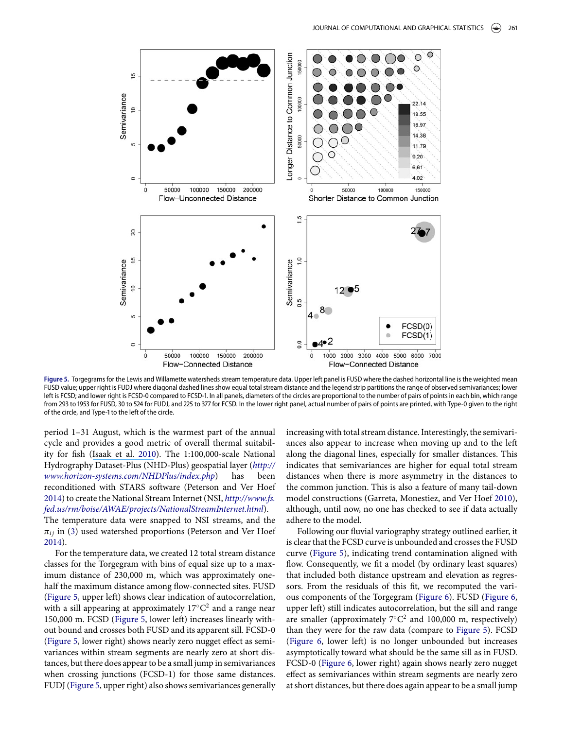**Figure 5.** Torgegrams for the Lewis and Willamette watersheds stream temperature data. Upper left panel is FUSD where the dashed horizontal line is the weighted mean FUSD value; upper right is FUDJ where diagonal dashed lines show equal total stream distance and the legend strip partitions the range of observed semivariances; lower left is FCSD; and lower right is FCSD-0 compared to FCSD-1. In all panels, diameters of the circles are proportional to the number of pairs of points in each bin, which range from 293 to 1953 for FUSD, 30 to 524 for FUDJ, and 225 to 377 for FCSD. In the lower right panel, actual number of pairs of points are printed, with Type-0 given to the right of the circle, and Type-1 to the left of the circle.

period 1–31 August, which is the warmest part of the annual cycle and provides a good metric of overall thermal suitability for fish (Isaak et al. 2010). The 1:100,000-scale National Hydrography Dataset-Plus (NHD-Plus) geospatial layer (*http://www.horizon-systems.com/NHDPlus/index.php*) has been reconditioned with STARS software (Peterson and Ver Hoef 2014) to create the National Stream Internet (NSI, *http://www.fs.fed.us/rm/boise/AWAE/projects/NationalStreamInternet.html*). The temperature data were snapped to NSI streams, and the $\pi_{ij}$ in (3) used watershed proportions (Peterson and Ver Hoef 2014).

For the temperature data, we created 12 total stream distance classes for the Torgegram with bins of equal size up to a maximum distance of 230,000 m, which was approximately one-half the maximum distance among flow-connected sites. FUSD (Figure 5, upper left) shows clear indication of autocorrelation, with a sill appearing at approximately 17°C$^2$ and a range near 150,000 m. FCSD (Figure 5, lower left) increases linearly without bound and crosses both FUSD and its apparent sill. FCSD-0 (Figure 5, lower right) shows nearly zero nugget effect as semivariances within stream segments are nearly zero at short distances, but there does appear to be a small jump in semivariances when crossing junctions (FCSD-1) for those same distances. FUDJ (Figure 5, upper right) also shows semivariances generally increasing with total stream distance. Interestingly, the semivariances also appear to increase when moving up and to the left along the diagonal lines, especially for smaller distances. This indicates that semivariances are higher for equal total stream distances when there is more asymmetry in the distances to the common junction. This is also a feature of many tail-down model constructions (Garreta, Monestiez, and Ver Hoef 2010), although, until now, no one has checked to see if data actually adhere to the model.

Following our fluvial variography strategy outlined earlier, it is clear that the FCSD curve is unbounded and crosses the FUSD curve (Figure 5), indicating trend contamination aligned with flow. Consequently, we fit a model (by ordinary least squares) that included both distance upstream and elevation as regressors. From the residuals of this fit, we recomputed the various components of the Torgegram (Figure 6). FUSD (Figure 6, upper left) still indicates autocorrelation, but the sill and range are smaller (approximately 7°C$^2$ and 100,000 m, respectively) than they were for the raw data (compare to Figure 5). FCSD (Figure 6, lower left) is no longer unbounded but increases asymptotically toward what should be the same sill as in FUSD. FCSD-0 (Figure 6, lower right) again shows nearly zero nugget effect as semivariances within stream segments are nearly zero at short distances, but there does again appear to be a small jump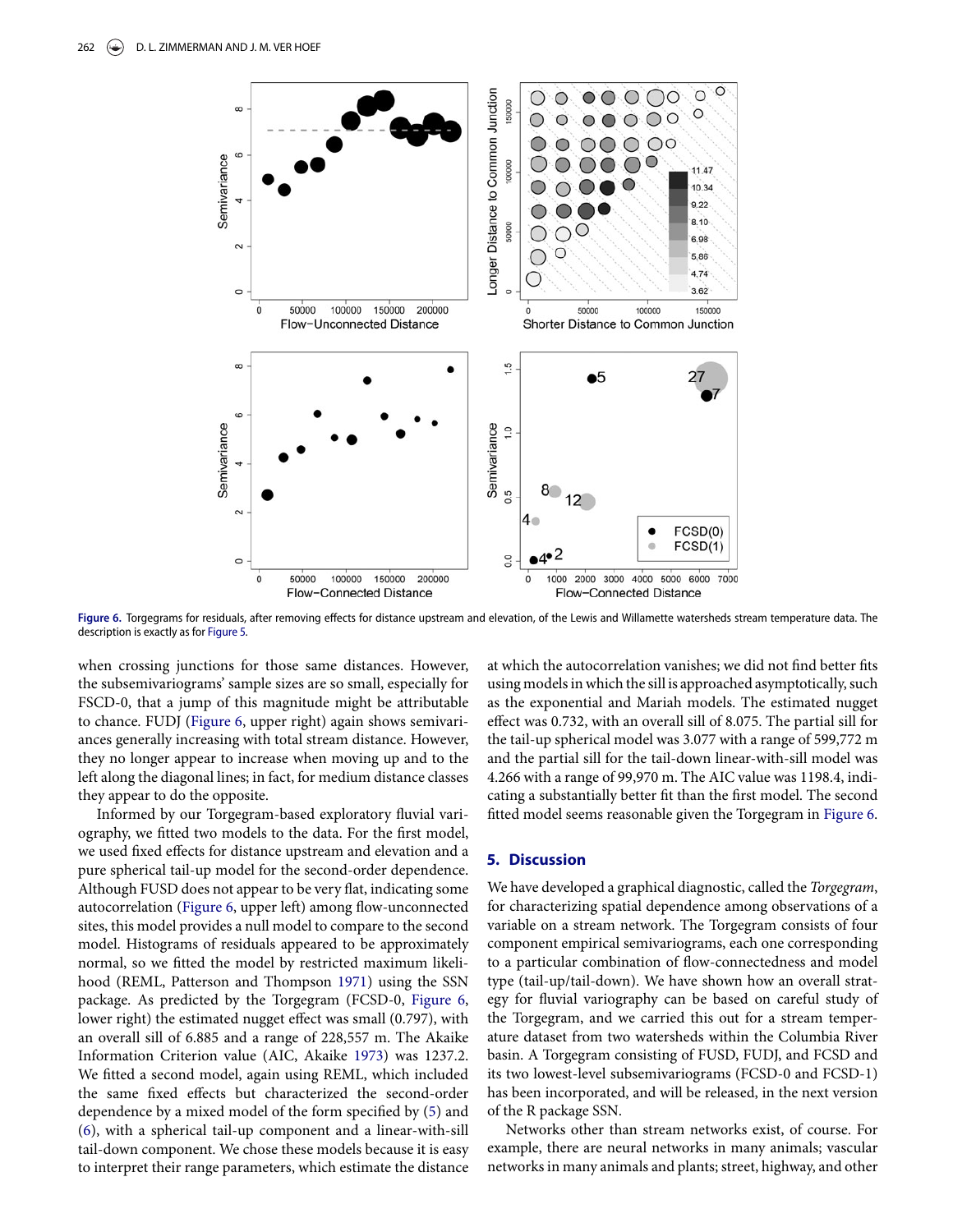Figure 6. Torgegrams for residuals, after removing effects for distance upstream and elevation, of the Lewis and Willamette watersheds stream temperature data. The description is exactly as for Figure 5.

when crossing junctions for those same distances. However, the subsemivariograms' sample sizes are so small, especially for FSCD-0, that a jump of this magnitude might be attributable to chance. FUDJ (Figure 6, upper right) again shows semivariances generally increasing with total stream distance. However, they no longer appear to increase when moving up and to the left along the diagonal lines; in fact, for medium distance classes they appear to do the opposite.

Informed by our Torgegram-based exploratory fluvial variography, we fitted two models to the data. For the first model, we used fixed effects for distance upstream and elevation and a pure spherical tail-up model for the second-order dependence. Although FUSD does not appear to be very flat, indicating some autocorrelation (Figure 6, upper left) among flow-unconnected sites, this model provides a null model to compare to the second model. Histograms of residuals appeared to be approximately normal, so we fitted the model by restricted maximum likelihood (REML, Patterson and Thompson 1971) using the SSN package. As predicted by the Torgegram (FCSD-0, Figure 6, lower right) the estimated nugget effect was small (0.797), with an overall sill of 6.885 and a range of 228,557 m. The Akaike Information Criterion value (AIC, Akaike 1973) was 1237.2. We fitted a second model, again using REML, which included the same fixed effects but characterized the second-order dependence by a mixed model of the form specified by (5) and (6), with a spherical tail-up component and a linear-with-sill tail-down component. We chose these models because it is easy to interpret their range parameters, which estimate the distance at which the autocorrelation vanishes; we did not find better fits using models in which the sill is approached asymptotically, such as the exponential and Mariah models. The estimated nugget effect was 0.732, with an overall sill of 8.075. The partial sill for the tail-up spherical model was 3.077 with a range of 599,772 m and the partial sill for the tail-down linear-with-sill model was 4.266 with a range of 99,970 m. The AIC value was 1198.4, indicating a substantially better fit than the first model. The second fitted model seems reasonable given the Torgegram in Figure 6.

## 5. Discussion

We have developed a graphical diagnostic, called the *Torgegram*, for characterizing spatial dependence among observations of a variable on a stream network. The Torgegram consists of four component empirical semivariograms, each one corresponding to a particular combination of flow-connectedness and model type (tail-up/tail-down). We have shown how an overall strategy for fluvial variography can be based on careful study of the Torgegram, and we carried this out for a stream temperature dataset from two watersheds within the Columbia River basin. A Torgegram consisting of FUSD, FUDJ, and FCSD and its two lowest-level subsemivariograms (FCSD-0 and FCSD-1) has been incorporated, and will be released, in the next version of the R package SSN.

Networks other than stream networks exist, of course. For example, there are neural networks in many animals; vascular networks in many animals and plants; street, highway, and other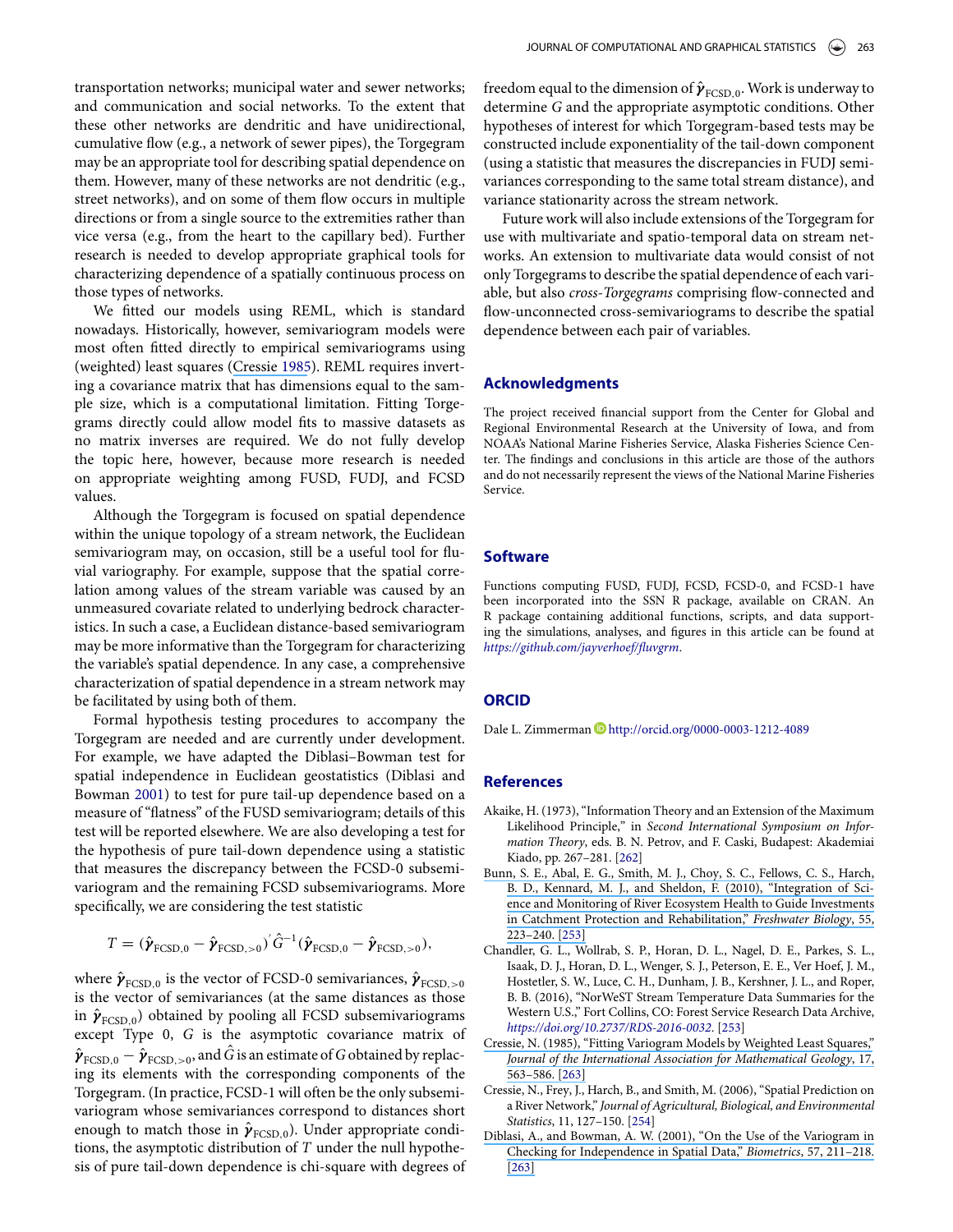transportation networks; municipal water and sewer networks; and communication and social networks. To the extent that these other networks are dendritic and have unidirectional, cumulative flow (e.g., a network of sewer pipes), the Torgegram may be an appropriate tool for describing spatial dependence on them. However, many of these networks are not dendritic (e.g., street networks), and on some of them flow occurs in multiple directions or from a single source to the extremities rather than vice versa (e.g., from the heart to the capillary bed). Further research is needed to develop appropriate graphical tools for characterizing dependence of a spatially continuous process on those types of networks.

We fitted our models using REML, which is standard nowadays. Historically, however, semivariogram models were most often fitted directly to empirical semivariograms using (weighted) least squares (Cressie 1985). REML requires inverting a covariance matrix that has dimensions equal to the sample size, which is a computational limitation. Fitting Torgegrams directly could allow model fits to massive datasets as no matrix inverses are required. We do not fully develop the topic here, however, because more research is needed on appropriate weighting among FUSD, FUDJ, and FCSD values.

Although the Torgegram is focused on spatial dependence within the unique topology of a stream network, the Euclidean semivariogram may, on occasion, still be a useful tool for fluvial variography. For example, suppose that the spatial correlation among values of the stream variable was caused by an unmeasured covariate related to underlying bedrock characteristics. In such a case, a Euclidean distance-based semivariogram may be more informative than the Torgegram for characterizing the variable's spatial dependence. In any case, a comprehensive characterization of spatial dependence in a stream network may be facilitated by using both of them.

Formal hypothesis testing procedures to accompany the Torgegram are needed and are currently under development. For example, we have adapted the Diblasi–Bowman test for spatial independence in Euclidean geostatistics (Diblasi and Bowman 2001) to test for pure tail-up dependence based on a measure of "flatness" of the FUSD semivariogram; details of this test will be reported elsewhere. We are also developing a test for the hypothesis of pure tail-down dependence using a statistic that measures the discrepancy between the FCSD-0 subsemivariogram and the remaining FCSD subsemivariograms. More specifically, we are considering the test statistic

$$T = (\hat{\boldsymbol{\gamma}}_{\mathrm{FCSD},0} - \hat{\boldsymbol{\gamma}}_{\mathrm{FCSD},>0})' \hat{G}^{-1} (\hat{\boldsymbol{\gamma}}_{\mathrm{FCSD},0} - \hat{\boldsymbol{\gamma}}_{\mathrm{FCSD},>0}),$$

where $\hat{\boldsymbol{\gamma}}_{\mathrm{FCSD},0}$ is the vector of FCSD-0 semivariances, $\hat{\boldsymbol{\gamma}}_{\mathrm{FCSD},>0}$ is the vector of semivariances (at the same distances as those in $\hat{\boldsymbol{\gamma}}_{\mathrm{FCSD},0}$) obtained by pooling all FCSD subsemivariograms except Type 0, $G$ is the asymptotic covariance matrix of $\hat{\boldsymbol{\gamma}}_{\mathrm{FCSD},0} - \hat{\boldsymbol{\gamma}}_{\mathrm{FCSD},>0}$, and $\hat{G}$ is an estimate of $G$ obtained by replacing its elements with the corresponding components of the Torgegram. (In practice, FCSD-1 will often be the only subsemivariogram whose semivariances correspond to distances short enough to match those in $\hat{\boldsymbol{\gamma}}_{\mathrm{FCSD},0}$). Under appropriate conditions, the asymptotic distribution of $T$ under the null hypothesis of pure tail-down dependence is chi-square with degrees of freedom equal to the dimension of $\hat{\boldsymbol{\gamma}}_{\mathrm{FCSD},0}$. Work is underway to determine $G$ and the appropriate asymptotic conditions. Other hypotheses of interest for which Torgegram-based tests may be constructed include exponentiality of the tail-down component (using a statistic that measures the discrepancies in FUDJ semivariances corresponding to the same total stream distance), and variance stationarity across the stream network.

Future work will also include extensions of the Torgegram for use with multivariate and spatio-temporal data on stream networks. An extension to multivariate data would consist of not only Torgegrams to describe the spatial dependence of each variable, but also *cross-Torgegrams* comprising flow-connected and flow-unconnected cross-semivariograms to describe the spatial dependence between each pair of variables.

## Acknowledgments

The project received financial support from the Center for Global and Regional Environmental Research at the University of Iowa, and from NOAA's National Marine Fisheries Service, Alaska Fisheries Science Center. The findings and conclusions in this article are those of the authors and do not necessarily represent the views of the National Marine Fisheries Service.

## Software

Functions computing FUSD, FUDJ, FCSD, FCSD-0, and FCSD-1 have been incorporated into the SSN R package, available on CRAN. An R package containing additional functions, scripts, and data supporting the simulations, analyses, and figures in this article can be found at *https://github.com/jayverhoef/fluvgrm*.

## ORCID

Dale L. Zimmerman http://orcid.org/0000-0003-1212-4089

## References

Akaike, H. (1973), "Information Theory and an Extension of the Maximum Likelihood Principle," in *Second International Symposium on Information Theory*, eds. B. N. Petrov, and F. Caski, Budapest: Akademiai Kiado, pp. 267–281. [262]

Bunn, S. E., Abal, E. G., Smith, M. J., Choy, S. C., Fellows, C. S., Harch, B. D., Kennard, M. J., and Sheldon, F. (2010), "Integration of Science and Monitoring of River Ecosystem Health to Guide Investments in Catchment Protection and Rehabilitation," *Freshwater Biology*, 55, 223–240. [253]

Chandler, G. L., Wollrab, S. P., Horan, D. L., Nagel, D. E., Parkes, S. L., Isaak, D. J., Horan, D. L., Wenger, S. J., Peterson, E. E., Ver Hoef, J. M., Hostetler, S. W., Luce, C. H., Dunham, J. B., Kershner, J. L., and Roper, B. B. (2016), "NorWeST Stream Temperature Data Summaries for the Western U.S.," Fort Collins, CO: Forest Service Research Data Archive, *https://doi.org/10.2737/RDS-2016-0032*. [253]

Cressie, N. (1985), "Fitting Variogram Models by Weighted Least Squares," *Journal of the International Association for Mathematical Geology*, 17, 563–586. [263]

Cressie, N., Frey, J., Harch, B., and Smith, M. (2006), "Spatial Prediction on a River Network," *Journal of Agricultural, Biological, and Environmental Statistics*, 11, 127–150. [254]

Diblasi, A., and Bowman, A. W. (2001), "On the Use of the Variogram in Checking for Independence in Spatial Data," *Biometrics*, 57, 211–218. [263]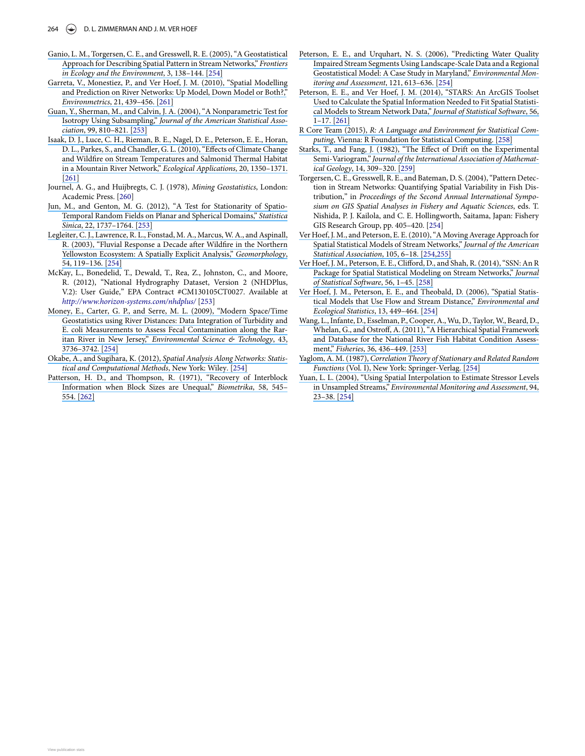Ganio, L. M., Torgersen, C. E., and Gresswell, R. E. (2005), "A Geostatistical Approach for Describing Spatial Pattern in Stream Networks," *Frontiers in Ecology and the Environment*, 3, 138–144. [254]

Garreta, V., Monestiez, P., and Ver Hoef, J. M. (2010), "Spatial Modelling and Prediction on River Networks: Up Model, Down Model or Both?," *Environmetrics*, 21, 439–456. [261]

Guan, Y., Sherman, M., and Calvin, J. A. (2004), "A Nonparametric Test for Isotropy Using Subsampling," *Journal of the American Statistical Association*, 99, 810–821. [253]

Isaak, D. J., Luce, C. H., Rieman, B. E., Nagel, D. E., Peterson, E. E., Horan, D. L., Parkes, S., and Chandler, G. L. (2010), "Effects of Climate Change and Wildfire on Stream Temperatures and Salmonid Thermal Habitat in a Mountain River Network," *Ecological Applications*, 20, 1350–1371. [261]

Journel, A. G., and Huijbregts, C. J. (1978), *Mining Geostatistics*, London: Academic Press. [260]

Jun, M., and Genton, M. G. (2012), "A Test for Stationarity of Spatio-Temporal Random Fields on Planar and Spherical Domains," *Statistica Sinica*, 22, 1737–1764. [253]

Legleiter, C. J., Lawrence, R. L., Fonstad, M. A., Marcus, W. A., and Aspinall, R. (2003), "Fluvial Response a Decade after Wildfire in the Northern Yellowston Ecosystem: A Spatially Explicit Analysis," *Geomorphology*, 54, 119–136. [254]

McKay, L., Bonedelid, T., Dewald, T., Rea, Z., Johnston, C., and Moore, R. (2012), "National Hydrography Dataset, Version 2 (NHDPlus, V.2): User Guide," EPA Contract #CM130105CT0027. Available at *http://www.horizon-systems.com/nhdplus/* [253]

Money, E., Carter, G. P., and Serre, M. L. (2009), "Modern Space/Time Geostatistics using River Distances: Data Integration of Turbidity and E. coli Measurements to Assess Fecal Contamination along the Raritan River in New Jersey," *Environmental Science & Technology*, 43, 3736–3742. [254]

Okabe, A., and Sugihara, K. (2012), *Spatial Analysis Along Networks: Statistical and Computational Methods*, New York: Wiley. [254]

Patterson, H. D., and Thompson, R. (1971), "Recovery of Interblock Information when Block Sizes are Unequal," *Biometrika*, 58, 545–554. [262]

Peterson, E. E., and Urquhart, N. S. (2006), "Predicting Water Quality Impaired Stream Segments Using Landscape-Scale Data and a Regional Geostatistical Model: A Case Study in Maryland," *Environmental Monitoring and Assessment*, 121, 613–636. [254]

Peterson, E. E., and Ver Hoef, J. M. (2014), "STARS: An ArcGIS Toolset Used to Calculate the Spatial Information Needed to Fit Spatial Statistical Models to Stream Network Data," *Journal of Statistical Software*, 56, 1–17. [261]

R Core Team (2015), *R: A Language and Environment for Statistical Computing*, Vienna: R Foundation for Statistical Computing. [258]

Starks, T., and Fang, J. (1982), "The Effect of Drift on the Experimental Semi-Variogram," *Journal of the International Association of Mathematical Geology*, 14, 309–320. [259]

Torgersen, C. E., Gresswell, R. E., and Bateman, D. S. (2004), "Pattern Detection in Stream Networks: Quantifying Spatial Variability in Fish Distribution," in *Proceedings of the Second Annual International Symposium on GIS Spatial Analyses in Fishery and Aquatic Sciences*, eds. T. Nishida, P. J. Kailola, and C. E. Hollingworth, Saitama, Japan: Fishery GIS Research Group, pp. 405–420. [254]

Ver Hoef, J. M., and Peterson, E. E. (2010), "A Moving Average Approach for Spatial Statistical Models of Stream Networks," *Journal of the American Statistical Association*, 105, 6–18. [254,255]

Ver Hoef, J. M., Peterson, E. E., Clifford, D., and Shah, R. (2014), "SSN: An R Package for Spatial Statistical Modeling on Stream Networks," *Journal of Statistical Software*, 56, 1–45. [258]

Ver Hoef, J. M., Peterson, E. E., and Theobald, D. (2006), "Spatial Statistical Models that Use Flow and Stream Distance," *Environmental and Ecological Statistics*, 13, 449–464. [254]

Wang, L., Infante, D., Esselman, P., Cooper, A., Wu, D., Taylor, W., Beard, D., Whelan, G., and Ostroff, A. (2011), "A Hierarchical Spatial Framework and Database for the National River Fish Habitat Condition Assessment," *Fisheries*, 36, 436–449. [253]

Yaglom, A. M. (1987), *Correlation Theory of Stationary and Related Random Functions* (Vol. I), New York: Springer-Verlag. [254]

Yuan, L. L. (2004), "Using Spatial Interpolation to Estimate Stressor Levels in Unsampled Streams," *Environmental Monitoring and Assessment*, 94, 23–38. [254]